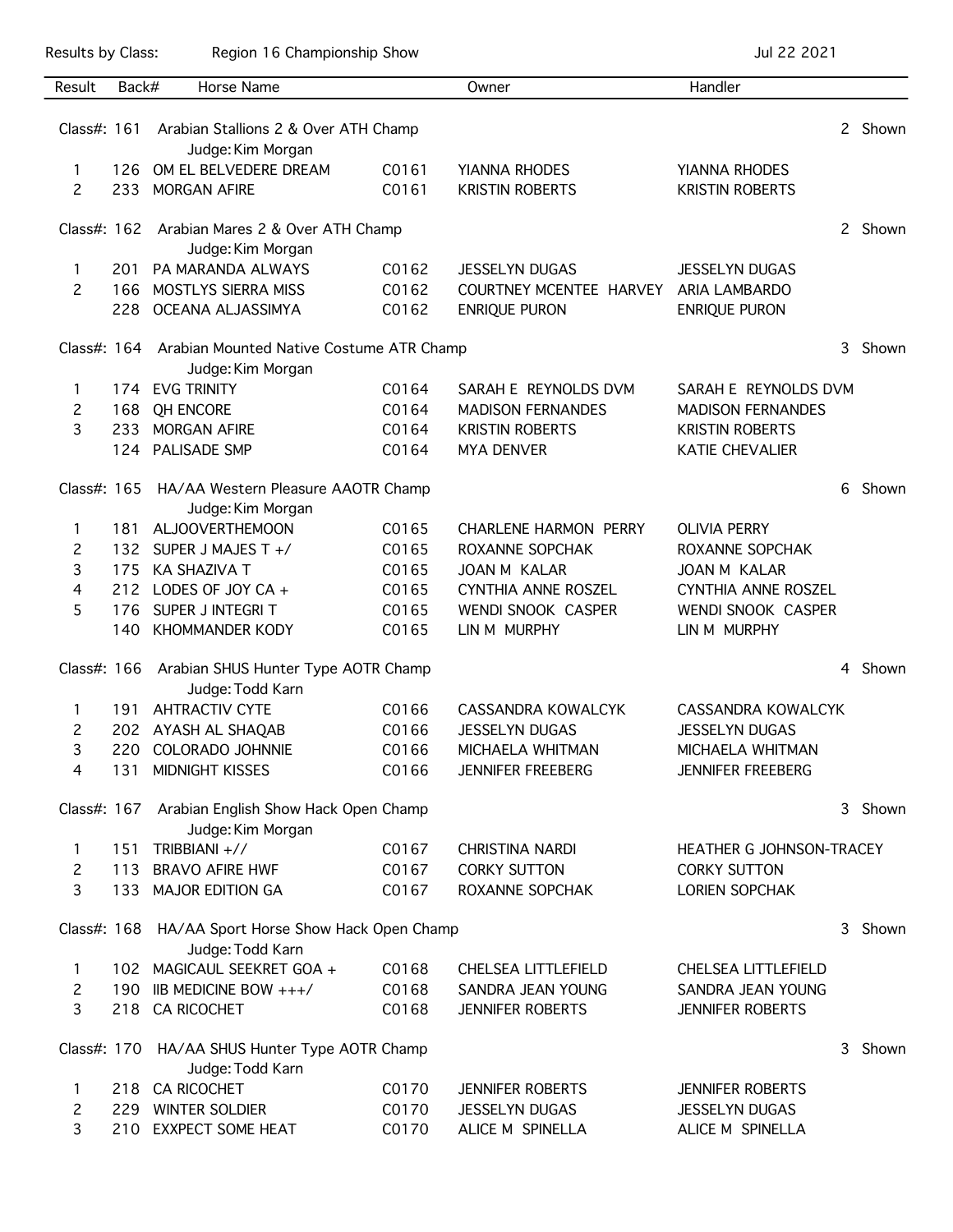Results by Class: Region 16 Championship Show Jul 22 2021

| Result | Back# | Horse Name | | Owner | Handler |
|---|---|---|---|---|---|
| **Class#: 161** | | **Arabian Stallions 2 & Over ATH Champ** Judge: Kim Morgan | | | 2 Shown |
| 1 | 126 | OM EL BELVEDERE DREAM | C0161 | YIANNA RHODES | YIANNA RHODES |
| 2 | 233 | MORGAN AFIRE | C0161 | KRISTIN ROBERTS | KRISTIN ROBERTS |
| **Class#: 162** | | **Arabian Mares 2 & Over ATH Champ** Judge: Kim Morgan | | | 2 Shown |
| 1 | 201 | PA MARANDA ALWAYS | C0162 | JESSELYN DUGAS | JESSELYN DUGAS |
| 2 | 166 | MOSTLYS SIERRA MISS | C0162 | COURTNEY MCENTEE HARVEY | ARIA LAMBARDO |
| | 228 | OCEANA ALJASSIMYA | C0162 | ENRIQUE PURON | ENRIQUE PURON |
| **Class#: 164** | | **Arabian Mounted Native Costume ATR Champ** Judge: Kim Morgan | | | 3 Shown |
| 1 | 174 | EVG TRINITY | C0164 | SARAH E REYNOLDS DVM | SARAH E REYNOLDS DVM |
| 2 | 168 | QH ENCORE | C0164 | MADISON FERNANDES | MADISON FERNANDES |
| 3 | 233 | MORGAN AFIRE | C0164 | KRISTIN ROBERTS | KRISTIN ROBERTS |
| | 124 | PALISADE SMP | C0164 | MYA DENVER | KATIE CHEVALIER |
| **Class#: 165** | | **HA/AA Western Pleasure AAOTR Champ** Judge: Kim Morgan | | | 6 Shown |
| 1 | 181 | ALJOOVERTHEMOON | C0165 | CHARLENE HARMON PERRY | OLIVIA PERRY |
| 2 | 132 | SUPER J MAJES T +/ | C0165 | ROXANNE SOPCHAK | ROXANNE SOPCHAK |
| 3 | 175 | KA SHAZIVA T | C0165 | JOAN M KALAR | JOAN M KALAR |
| 4 | 212 | LODES OF JOY CA + | C0165 | CYNTHIA ANNE ROSZEL | CYNTHIA ANNE ROSZEL |
| 5 | 176 | SUPER J INTEGRI T | C0165 | WENDI SNOOK CASPER | WENDI SNOOK CASPER |
| | 140 | KHOMMANDER KODY | C0165 | LIN M MURPHY | LIN M MURPHY |
| **Class#: 166** | | **Arabian SHUS Hunter Type AOTR Champ** Judge: Todd Karn | | | 4 Shown |
| 1 | 191 | AHTRACTIV CYTE | C0166 | CASSANDRA KOWALCYK | CASSANDRA KOWALCYK |
| 2 | 202 | AYASH AL SHAQAB | C0166 | JESSELYN DUGAS | JESSELYN DUGAS |
| 3 | 220 | COLORADO JOHNNIE | C0166 | MICHAELA WHITMAN | MICHAELA WHITMAN |
| 4 | 131 | MIDNIGHT KISSES | C0166 | JENNIFER FREEBERG | JENNIFER FREEBERG |
| **Class#: 167** | | **Arabian English Show Hack Open Champ** Judge: Kim Morgan | | | 3 Shown |
| 1 | 151 | TRIBBIANI +// | C0167 | CHRISTINA NARDI | HEATHER G JOHNSON-TRACEY |
| 2 | 113 | BRAVO AFIRE HWF | C0167 | CORKY SUTTON | CORKY SUTTON |
| 3 | 133 | MAJOR EDITION GA | C0167 | ROXANNE SOPCHAK | LORIEN SOPCHAK |
| **Class#: 168** | | **HA/AA Sport Horse Show Hack Open Champ** Judge: Todd Karn | | | 3 Shown |
| 1 | 102 | MAGICAUL SEEKRET GOA + | C0168 | CHELSEA LITTLEFIELD | CHELSEA LITTLEFIELD |
| 2 | 190 | IIB MEDICINE BOW +++/ | C0168 | SANDRA JEAN YOUNG | SANDRA JEAN YOUNG |
| 3 | 218 | CA RICOCHET | C0168 | JENNIFER ROBERTS | JENNIFER ROBERTS |
| **Class#: 170** | | **HA/AA SHUS Hunter Type AOTR Champ** Judge: Todd Karn | | | 3 Shown |
| 1 | 218 | CA RICOCHET | C0170 | JENNIFER ROBERTS | JENNIFER ROBERTS |
| 2 | 229 | WINTER SOLDIER | C0170 | JESSELYN DUGAS | JESSELYN DUGAS |
| 3 | 210 | EXXPECT SOME HEAT | C0170 | ALICE M SPINELLA | ALICE M SPINELLA |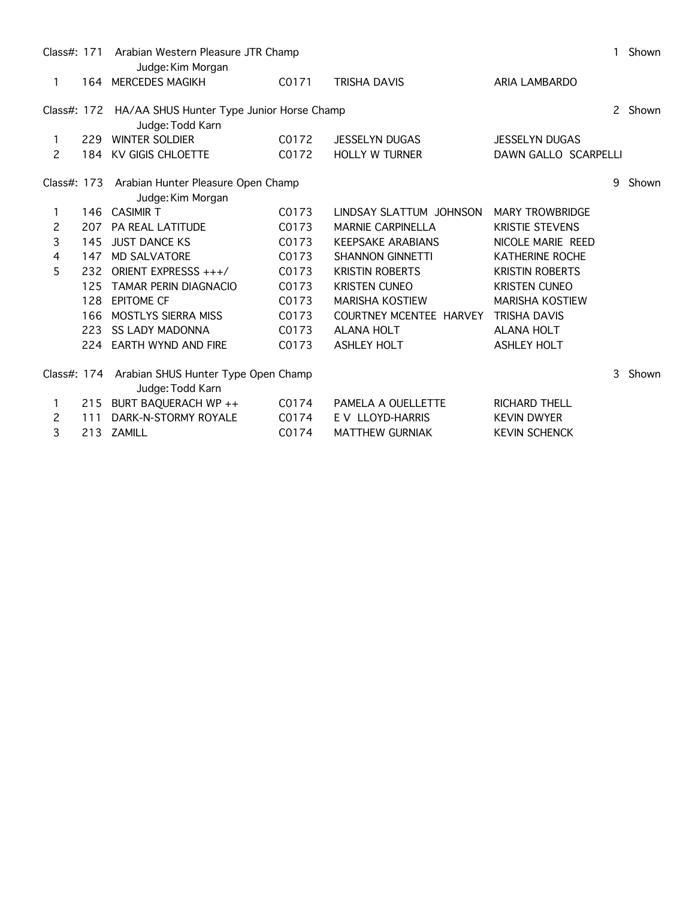Class#: 171 Arabian Western Pleasure JTR Champ — 1 Shown

Judge: Kim Morgan

| | | | | | |
|---|---|---|---|---|---|
| 1 | 164 | MERCEDES MAGIKH | C0171 | TRISHA DAVIS | ARIA LAMBARDO |

Class#: 172 HA/AA SHUS Hunter Type Junior Horse Champ — 2 Shown

Judge: Todd Karn

| | | | | | |
|---|---|---|---|---|---|
| 1 | 229 | WINTER SOLDIER | C0172 | JESSELYN DUGAS | JESSELYN DUGAS |
| 2 | 184 | KV GIGIS CHLOETTE | C0172 | HOLLY W TURNER | DAWN GALLO SCARPELLI |

Class#: 173 Arabian Hunter Pleasure Open Champ — 9 Shown

Judge: Kim Morgan

| | | | | | |
|---|---|---|---|---|---|
| 1 | 146 | CASIMIR T | C0173 | LINDSAY SLATTUM JOHNSON | MARY TROWBRIDGE |
| 2 | 207 | PA REAL LATITUDE | C0173 | MARNIE CARPINELLA | KRISTIE STEVENS |
| 3 | 145 | JUST DANCE KS | C0173 | KEEPSAKE ARABIANS | NICOLE MARIE REED |
| 4 | 147 | MD SALVATORE | C0173 | SHANNON GINNETTI | KATHERINE ROCHE |
| 5 | 232 | ORIENT EXPRESSS +++/ | C0173 | KRISTIN ROBERTS | KRISTIN ROBERTS |
| | 125 | TAMAR PERIN DIAGNACIO | C0173 | KRISTEN CUNEO | KRISTEN CUNEO |
| | 128 | EPITOME CF | C0173 | MARISHA KOSTIEW | MARISHA KOSTIEW |
| | 166 | MOSTLYS SIERRA MISS | C0173 | COURTNEY MCENTEE HARVEY | TRISHA DAVIS |
| | 223 | SS LADY MADONNA | C0173 | ALANA HOLT | ALANA HOLT |
| | 224 | EARTH WYND AND FIRE | C0173 | ASHLEY HOLT | ASHLEY HOLT |

Class#: 174 Arabian SHUS Hunter Type Open Champ — 3 Shown

Judge: Todd Karn

| | | | | | |
|---|---|---|---|---|---|
| 1 | 215 | BURT BAQUERACH WP ++ | C0174 | PAMELA A OUELLETTE | RICHARD THELL |
| 2 | 111 | DARK-N-STORMY ROYALE | C0174 | E V LLOYD-HARRIS | KEVIN DWYER |
| 3 | 213 | ZAMILL | C0174 | MATTHEW GURNIAK | KEVIN SCHENCK |